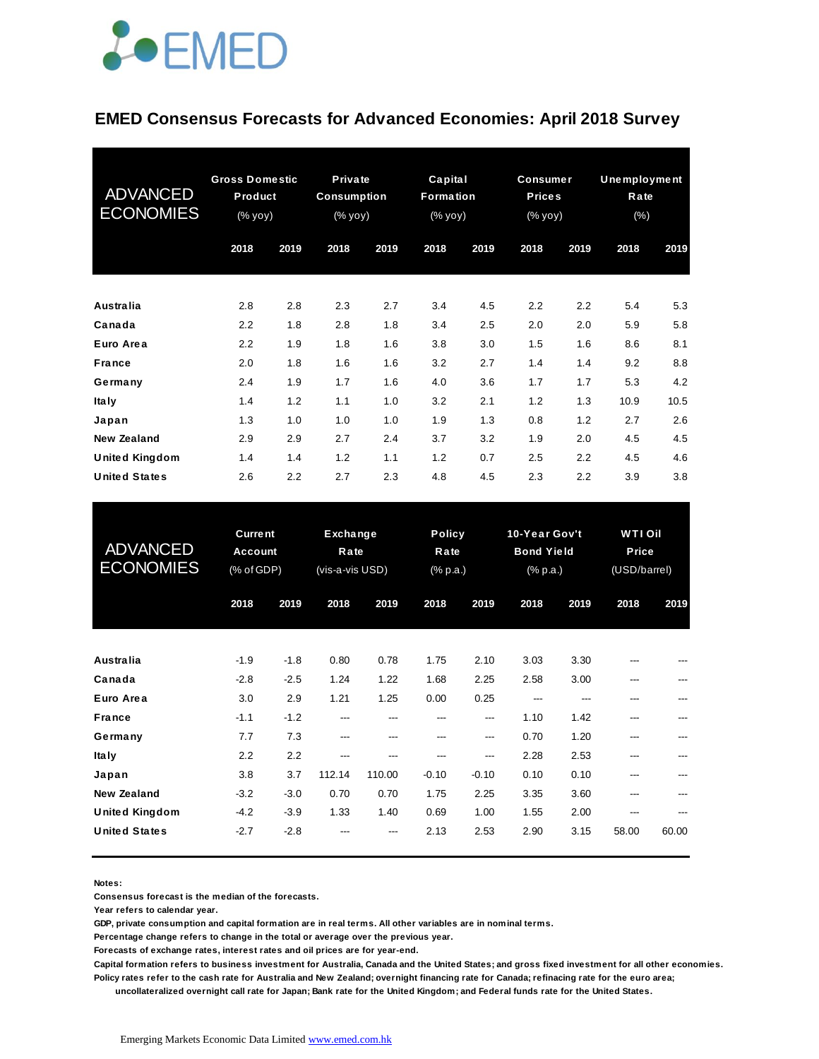EMED

# EMED Consensus Forecasts for Advanced Economies: April 2018 Survey

| ADVANCED ECONOMIES | Gross Domestic Product (% yoy) | | Private Consumption (% yoy) | | Capital Formation (% yoy) | | Consumer Prices (% yoy) | | Unemployment Rate (%) | |
|---|---|---|---|---|---|---|---|---|---|---|
| | 2018 | 2019 | 2018 | 2019 | 2018 | 2019 | 2018 | 2019 | 2018 | 2019 |
| Australia | 2.8 | 2.8 | 2.3 | 2.7 | 3.4 | 4.5 | 2.2 | 2.2 | 5.4 | 5.3 |
| Canada | 2.2 | 1.8 | 2.8 | 1.8 | 3.4 | 2.5 | 2.0 | 2.0 | 5.9 | 5.8 |
| Euro Area | 2.2 | 1.9 | 1.8 | 1.6 | 3.8 | 3.0 | 1.5 | 1.6 | 8.6 | 8.1 |
| France | 2.0 | 1.8 | 1.6 | 1.6 | 3.2 | 2.7 | 1.4 | 1.4 | 9.2 | 8.8 |
| Germany | 2.4 | 1.9 | 1.7 | 1.6 | 4.0 | 3.6 | 1.7 | 1.7 | 5.3 | 4.2 |
| Italy | 1.4 | 1.2 | 1.1 | 1.0 | 3.2 | 2.1 | 1.2 | 1.3 | 10.9 | 10.5 |
| Japan | 1.3 | 1.0 | 1.0 | 1.0 | 1.9 | 1.3 | 0.8 | 1.2 | 2.7 | 2.6 |
| New Zealand | 2.9 | 2.9 | 2.7 | 2.4 | 3.7 | 3.2 | 1.9 | 2.0 | 4.5 | 4.5 |
| United Kingdom | 1.4 | 1.4 | 1.2 | 1.1 | 1.2 | 0.7 | 2.5 | 2.2 | 4.5 | 4.6 |
| United States | 2.6 | 2.2 | 2.7 | 2.3 | 4.8 | 4.5 | 2.3 | 2.2 | 3.9 | 3.8 |

| ADVANCED ECONOMIES | Current Account (% of GDP) | | Exchange Rate (vis-a-vis USD) | | Policy Rate (% p.a.) | | 10-Year Gov't Bond Yield (% p.a.) | | WTI Oil Price (USD/barrel) | |
|---|---|---|---|---|---|---|---|---|---|---|
| | 2018 | 2019 | 2018 | 2019 | 2018 | 2019 | 2018 | 2019 | 2018 | 2019 |
| Australia | -1.9 | -1.8 | 0.80 | 0.78 | 1.75 | 2.10 | 3.03 | 3.30 | --- | --- |
| Canada | -2.8 | -2.5 | 1.24 | 1.22 | 1.68 | 2.25 | 2.58 | 3.00 | --- | --- |
| Euro Area | 3.0 | 2.9 | 1.21 | 1.25 | 0.00 | 0.25 | --- | --- | --- | --- |
| France | -1.1 | -1.2 | --- | --- | --- | --- | 1.10 | 1.42 | --- | --- |
| Germany | 7.7 | 7.3 | --- | --- | --- | --- | 0.70 | 1.20 | --- | --- |
| Italy | 2.2 | 2.2 | --- | --- | --- | --- | 2.28 | 2.53 | --- | --- |
| Japan | 3.8 | 3.7 | 112.14 | 110.00 | -0.10 | -0.10 | 0.10 | 0.10 | --- | --- |
| New Zealand | -3.2 | -3.0 | 0.70 | 0.70 | 1.75 | 2.25 | 3.35 | 3.60 | --- | --- |
| United Kingdom | -4.2 | -3.9 | 1.33 | 1.40 | 0.69 | 1.00 | 1.55 | 2.00 | --- | --- |
| United States | -2.7 | -2.8 | --- | --- | 2.13 | 2.53 | 2.90 | 3.15 | 58.00 | 60.00 |

**Notes:**
**Consensus forecast is the median of the forecasts.**
**Year refers to calendar year.**
**GDP, private consumption and capital formation are in real terms. All other variables are in nominal terms.**
**Percentage change refers to change in the total or average over the previous year.**
**Forecasts of exchange rates, interest rates and oil prices are for year-end.**
**Capital formation refers to business investment for Australia, Canada and the United States; and gross fixed investment for all other economies.**
**Policy rates refer to the cash rate for Australia and New Zealand; overnight financing rate for Canada; refinacing rate for the euro area; uncollateralized overnight call rate for Japan; Bank rate for the United Kingdom; and Federal funds rate for the United States.**

Emerging Markets Economic Data Limited [www.emed.com.hk](http://www.emed.com.hk)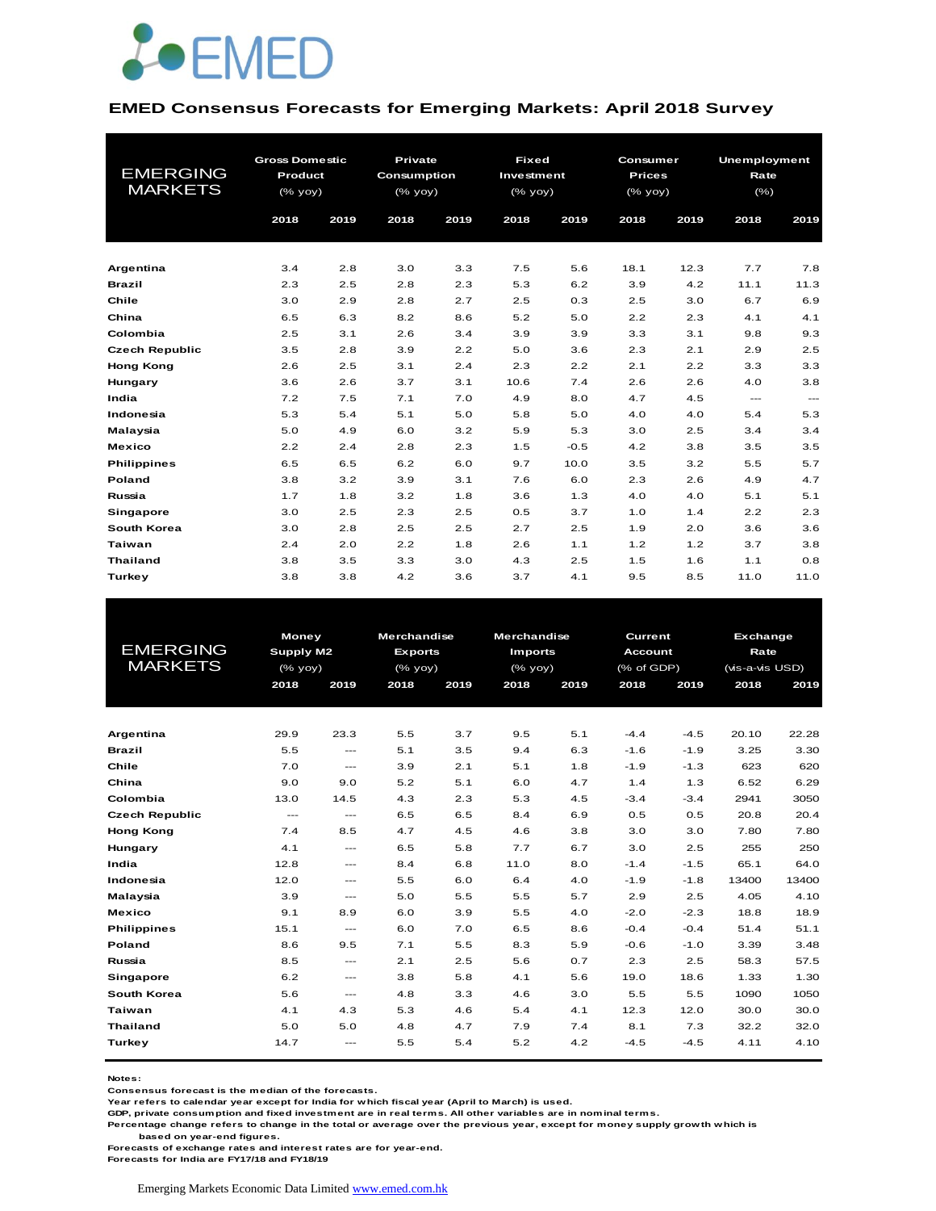EMED

## EMED Consensus Forecasts for Emerging Markets: April 2018 Survey

| EMERGING MARKETS | Gross Domestic Product (% yoy) | | Private Consumption (% yoy) | | Fixed Investment (% yoy) | | Consumer Prices (% yoy) | | Unemployment Rate (%) | |
|---|---|---|---|---|---|---|---|---|---|---|
| | 2018 | 2019 | 2018 | 2019 | 2018 | 2019 | 2018 | 2019 | 2018 | 2019 |
| **Argentina** | 3.4 | 2.8 | 3.0 | 3.3 | 7.5 | 5.6 | 18.1 | 12.3 | 7.7 | 7.8 |
| **Brazil** | 2.3 | 2.5 | 2.8 | 2.3 | 5.3 | 6.2 | 3.9 | 4.2 | 11.1 | 11.3 |
| **Chile** | 3.0 | 2.9 | 2.8 | 2.7 | 2.5 | 0.3 | 2.5 | 3.0 | 6.7 | 6.9 |
| **China** | 6.5 | 6.3 | 8.2 | 8.6 | 5.2 | 5.0 | 2.2 | 2.3 | 4.1 | 4.1 |
| **Colombia** | 2.5 | 3.1 | 2.6 | 3.4 | 3.9 | 3.9 | 3.3 | 3.1 | 9.8 | 9.3 |
| **Czech Republic** | 3.5 | 2.8 | 3.9 | 2.2 | 5.0 | 3.6 | 2.3 | 2.1 | 2.9 | 2.5 |
| **Hong Kong** | 2.6 | 2.5 | 3.1 | 2.4 | 2.3 | 2.2 | 2.1 | 2.2 | 3.3 | 3.3 |
| **Hungary** | 3.6 | 2.6 | 3.7 | 3.1 | 10.6 | 7.4 | 2.6 | 2.6 | 4.0 | 3.8 |
| **India** | 7.2 | 7.5 | 7.1 | 7.0 | 4.9 | 8.0 | 4.7 | 4.5 | --- | --- |
| **Indonesia** | 5.3 | 5.4 | 5.1 | 5.0 | 5.8 | 5.0 | 4.0 | 4.0 | 5.4 | 5.3 |
| **Malaysia** | 5.0 | 4.9 | 6.0 | 3.2 | 5.9 | 5.3 | 3.0 | 2.5 | 3.4 | 3.4 |
| **Mexico** | 2.2 | 2.4 | 2.8 | 2.3 | 1.5 | -0.5 | 4.2 | 3.8 | 3.5 | 3.5 |
| **Philippines** | 6.5 | 6.5 | 6.2 | 6.0 | 9.7 | 10.0 | 3.5 | 3.2 | 5.5 | 5.7 |
| **Poland** | 3.8 | 3.2 | 3.9 | 3.1 | 7.6 | 6.0 | 2.3 | 2.6 | 4.9 | 4.7 |
| **Russia** | 1.7 | 1.8 | 3.2 | 1.8 | 3.6 | 1.3 | 4.0 | 4.0 | 5.1 | 5.1 |
| **Singapore** | 3.0 | 2.5 | 2.3 | 2.5 | 0.5 | 3.7 | 1.0 | 1.4 | 2.2 | 2.3 |
| **South Korea** | 3.0 | 2.8 | 2.5 | 2.5 | 2.7 | 2.5 | 1.9 | 2.0 | 3.6 | 3.6 |
| **Taiwan** | 2.4 | 2.0 | 2.2 | 1.8 | 2.6 | 1.1 | 1.2 | 1.2 | 3.7 | 3.8 |
| **Thailand** | 3.8 | 3.5 | 3.3 | 3.0 | 4.3 | 2.5 | 1.5 | 1.6 | 1.1 | 0.8 |
| **Turkey** | 3.8 | 3.8 | 4.2 | 3.6 | 3.7 | 4.1 | 9.5 | 8.5 | 11.0 | 11.0 |

| EMERGING MARKETS | Money Supply M2 (% yoy) | | Merchandise Exports (% yoy) | | Merchandise Imports (% yoy) | | Current Account (% of GDP) | | Exchange Rate (vis-a-vis USD) | |
|---|---|---|---|---|---|---|---|---|---|---|
| | 2018 | 2019 | 2018 | 2019 | 2018 | 2019 | 2018 | 2019 | 2018 | 2019 |
| **Argentina** | 29.9 | 23.3 | 5.5 | 3.7 | 9.5 | 5.1 | -4.4 | -4.5 | 20.10 | 22.28 |
| **Brazil** | 5.5 | --- | 5.1 | 3.5 | 9.4 | 6.3 | -1.6 | -1.9 | 3.25 | 3.30 |
| **Chile** | 7.0 | --- | 3.9 | 2.1 | 5.1 | 1.8 | -1.9 | -1.3 | 623 | 620 |
| **China** | 9.0 | 9.0 | 5.2 | 5.1 | 6.0 | 4.7 | 1.4 | 1.3 | 6.52 | 6.29 |
| **Colombia** | 13.0 | 14.5 | 4.3 | 2.3 | 5.3 | 4.5 | -3.4 | -3.4 | 2941 | 3050 |
| **Czech Republic** | --- | --- | 6.5 | 6.5 | 8.4 | 6.9 | 0.5 | 0.5 | 20.8 | 20.4 |
| **Hong Kong** | 7.4 | 8.5 | 4.7 | 4.5 | 4.6 | 3.8 | 3.0 | 3.0 | 7.80 | 7.80 |
| **Hungary** | 4.1 | --- | 6.5 | 5.8 | 7.7 | 6.7 | 3.0 | 2.5 | 255 | 250 |
| **India** | 12.8 | --- | 8.4 | 6.8 | 11.0 | 8.0 | -1.4 | -1.5 | 65.1 | 64.0 |
| **Indonesia** | 12.0 | --- | 5.5 | 6.0 | 6.4 | 4.0 | -1.9 | -1.8 | 13400 | 13400 |
| **Malaysia** | 3.9 | --- | 5.0 | 5.5 | 5.5 | 5.7 | 2.9 | 2.5 | 4.05 | 4.10 |
| **Mexico** | 9.1 | 8.9 | 6.0 | 3.9 | 5.5 | 4.0 | -2.0 | -2.3 | 18.8 | 18.9 |
| **Philippines** | 15.1 | --- | 6.0 | 7.0 | 6.5 | 8.6 | -0.4 | -0.4 | 51.4 | 51.1 |
| **Poland** | 8.6 | 9.5 | 7.1 | 5.5 | 8.3 | 5.9 | -0.6 | -1.0 | 3.39 | 3.48 |
| **Russia** | 8.5 | --- | 2.1 | 2.5 | 5.6 | 0.7 | 2.3 | 2.5 | 58.3 | 57.5 |
| **Singapore** | 6.2 | --- | 3.8 | 5.8 | 4.1 | 5.6 | 19.0 | 18.6 | 1.33 | 1.30 |
| **South Korea** | 5.6 | --- | 4.8 | 3.3 | 4.6 | 3.0 | 5.5 | 5.5 | 1090 | 1050 |
| **Taiwan** | 4.1 | 4.3 | 5.3 | 4.6 | 5.4 | 4.1 | 12.3 | 12.0 | 30.0 | 30.0 |
| **Thailand** | 5.0 | 5.0 | 4.8 | 4.7 | 7.9 | 7.4 | 8.1 | 7.3 | 32.2 | 32.0 |
| **Turkey** | 14.7 | --- | 5.5 | 5.4 | 5.2 | 4.2 | -4.5 | -4.5 | 4.11 | 4.10 |

**Notes:**
Consensus forecast is the median of the forecasts.
Year refers to calendar year except for India for which fiscal year (April to March) is used.
GDP, private consumption and fixed investment are in real terms. All other variables are in nominal terms.
Percentage change refers to change in the total or average over the previous year, except for money supply growth which is based on year-end figures.
Forecasts of exchange rates and interest rates are for year-end.
Forecasts for India are FY17/18 and FY18/19

Emerging Markets Economic Data Limited www.emed.com.hk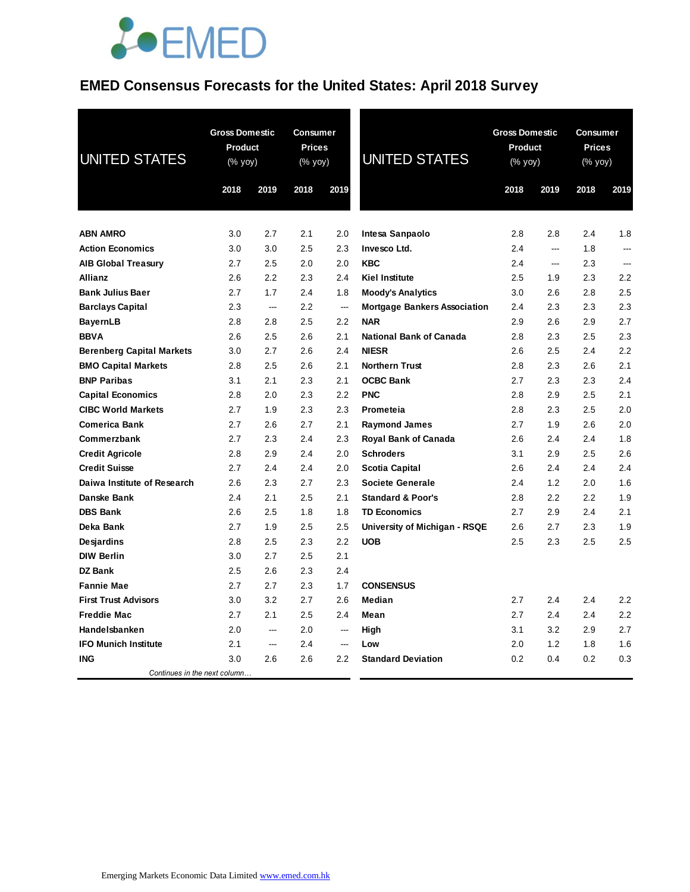# EMED Consensus Forecasts for the United States: April 2018 Survey

| UNITED STATES | Gross Domestic Product (% yoy) | | Consumer Prices (% yoy) | |
|---|---|---|---|---|
| | 2018 | 2019 | 2018 | 2019 |
| **ABN AMRO** | 3.0 | 2.7 | 2.1 | 2.0 |
| **Action Economics** | 3.0 | 3.0 | 2.5 | 2.3 |
| **AIB Global Treasury** | 2.7 | 2.5 | 2.0 | 2.0 |
| **Allianz** | 2.6 | 2.2 | 2.3 | 2.4 |
| **Bank Julius Baer** | 2.7 | 1.7 | 2.4 | 1.8 |
| **Barclays Capital** | 2.3 | --- | 2.2 | --- |
| **BayernLB** | 2.8 | 2.8 | 2.5 | 2.2 |
| **BBVA** | 2.6 | 2.5 | 2.6 | 2.1 |
| **Berenberg Capital Markets** | 3.0 | 2.7 | 2.6 | 2.4 |
| **BMO Capital Markets** | 2.8 | 2.5 | 2.6 | 2.1 |
| **BNP Paribas** | 3.1 | 2.1 | 2.3 | 2.1 |
| **Capital Economics** | 2.8 | 2.0 | 2.3 | 2.2 |
| **CIBC World Markets** | 2.7 | 1.9 | 2.3 | 2.3 |
| **Comerica Bank** | 2.7 | 2.6 | 2.7 | 2.1 |
| **Commerzbank** | 2.7 | 2.3 | 2.4 | 2.3 |
| **Credit Agricole** | 2.8 | 2.9 | 2.4 | 2.0 |
| **Credit Suisse** | 2.7 | 2.4 | 2.4 | 2.0 |
| **Daiwa Institute of Research** | 2.6 | 2.3 | 2.7 | 2.3 |
| **Danske Bank** | 2.4 | 2.1 | 2.5 | 2.1 |
| **DBS Bank** | 2.6 | 2.5 | 1.8 | 1.8 |
| **Deka Bank** | 2.7 | 1.9 | 2.5 | 2.5 |
| **Desjardins** | 2.8 | 2.5 | 2.3 | 2.2 |
| **DIW Berlin** | 3.0 | 2.7 | 2.5 | 2.1 |
| **DZ Bank** | 2.5 | 2.6 | 2.3 | 2.4 |
| **Fannie Mae** | 2.7 | 2.7 | 2.3 | 1.7 |
| **First Trust Advisors** | 3.0 | 3.2 | 2.7 | 2.6 |
| **Freddie Mac** | 2.7 | 2.1 | 2.5 | 2.4 |
| **Handelsbanken** | 2.0 | --- | 2.0 | --- |
| **IFO Munich Institute** | 2.1 | --- | 2.4 | --- |
| **ING** | 3.0 | 2.6 | 2.6 | 2.2 |
| **Intesa Sanpaolo** | 2.8 | 2.8 | 2.4 | 1.8 |
| **Invesco Ltd.** | 2.4 | --- | 1.8 | --- |
| **KBC** | 2.4 | --- | 2.3 | --- |
| **Kiel Institute** | 2.5 | 1.9 | 2.3 | 2.2 |
| **Moody's Analytics** | 3.0 | 2.6 | 2.8 | 2.5 |
| **Mortgage Bankers Association** | 2.4 | 2.3 | 2.3 | 2.3 |
| **NAR** | 2.9 | 2.6 | 2.9 | 2.7 |
| **National Bank of Canada** | 2.8 | 2.3 | 2.5 | 2.3 |
| **NIESR** | 2.6 | 2.5 | 2.4 | 2.2 |
| **Northern Trust** | 2.8 | 2.3 | 2.6 | 2.1 |
| **OCBC Bank** | 2.7 | 2.3 | 2.3 | 2.4 |
| **PNC** | 2.8 | 2.9 | 2.5 | 2.1 |
| **Prometeia** | 2.8 | 2.3 | 2.5 | 2.0 |
| **Raymond James** | 2.7 | 1.9 | 2.6 | 2.0 |
| **Royal Bank of Canada** | 2.6 | 2.4 | 2.4 | 1.8 |
| **Schroders** | 3.1 | 2.9 | 2.5 | 2.6 |
| **Scotia Capital** | 2.6 | 2.4 | 2.4 | 2.4 |
| **Societe Generale** | 2.4 | 1.2 | 2.0 | 1.6 |
| **Standard & Poor's** | 2.8 | 2.2 | 2.2 | 1.9 |
| **TD Economics** | 2.7 | 2.9 | 2.4 | 2.1 |
| **University of Michigan - RSQE** | 2.6 | 2.7 | 2.3 | 1.9 |
| **UOB** | 2.5 | 2.3 | 2.5 | 2.5 |
| **CONSENSUS** | | | | |
| **Median** | 2.7 | 2.4 | 2.4 | 2.2 |
| **Mean** | 2.7 | 2.4 | 2.4 | 2.2 |
| **High** | 3.1 | 3.2 | 2.9 | 2.7 |
| **Low** | 2.0 | 1.2 | 1.8 | 1.6 |
| **Standard Deviation** | 0.2 | 0.4 | 0.2 | 0.3 |

Emerging Markets Economic Data Limited www.emed.com.hk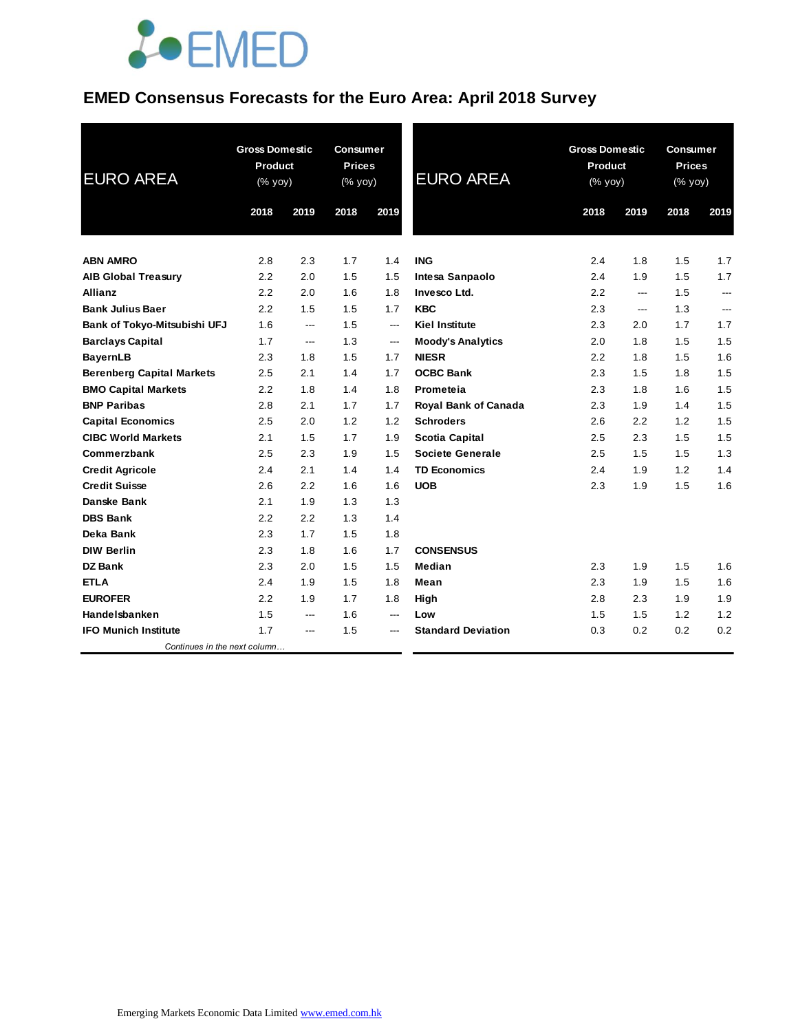# EMED Consensus Forecasts for the Euro Area: April 2018 Survey

| EURO AREA | Gross Domestic Product (% yoy) | | Consumer Prices (% yoy) | |
|---|---|---|---|---|
| | 2018 | 2019 | 2018 | 2019 |
| **ABN AMRO** | 2.8 | 2.3 | 1.7 | 1.4 |
| **AIB Global Treasury** | 2.2 | 2.0 | 1.5 | 1.5 |
| **Allianz** | 2.2 | 2.0 | 1.6 | 1.8 |
| **Bank Julius Baer** | 2.2 | 1.5 | 1.5 | 1.7 |
| **Bank of Tokyo-Mitsubishi UFJ** | 1.6 | --- | 1.5 | --- |
| **Barclays Capital** | 1.7 | --- | 1.3 | --- |
| **BayernLB** | 2.3 | 1.8 | 1.5 | 1.7 |
| **Berenberg Capital Markets** | 2.5 | 2.1 | 1.4 | 1.7 |
| **BMO Capital Markets** | 2.2 | 1.8 | 1.4 | 1.8 |
| **BNP Paribas** | 2.8 | 2.1 | 1.7 | 1.7 |
| **Capital Economics** | 2.5 | 2.0 | 1.2 | 1.2 |
| **CIBC World Markets** | 2.1 | 1.5 | 1.7 | 1.9 |
| **Commerzbank** | 2.5 | 2.3 | 1.9 | 1.5 |
| **Credit Agricole** | 2.4 | 2.1 | 1.4 | 1.4 |
| **Credit Suisse** | 2.6 | 2.2 | 1.6 | 1.6 |
| **Danske Bank** | 2.1 | 1.9 | 1.3 | 1.3 |
| **DBS Bank** | 2.2 | 2.2 | 1.3 | 1.4 |
| **Deka Bank** | 2.3 | 1.7 | 1.5 | 1.8 |
| **DIW Berlin** | 2.3 | 1.8 | 1.6 | 1.7 |
| **DZ Bank** | 2.3 | 2.0 | 1.5 | 1.5 |
| **ETLA** | 2.4 | 1.9 | 1.5 | 1.8 |
| **EUROFER** | 2.2 | 1.9 | 1.7 | 1.8 |
| **Handelsbanken** | 1.5 | --- | 1.6 | --- |
| **IFO Munich Institute** | 1.7 | --- | 1.5 | --- |
| **ING** | 2.4 | 1.8 | 1.5 | 1.7 |
| **Intesa Sanpaolo** | 2.4 | 1.9 | 1.5 | 1.7 |
| **Invesco Ltd.** | 2.2 | --- | 1.5 | --- |
| **KBC** | 2.3 | --- | 1.3 | --- |
| **Kiel Institute** | 2.3 | 2.0 | 1.7 | 1.7 |
| **Moody's Analytics** | 2.0 | 1.8 | 1.5 | 1.5 |
| **NIESR** | 2.2 | 1.8 | 1.5 | 1.6 |
| **OCBC Bank** | 2.3 | 1.5 | 1.8 | 1.5 |
| **Prometeia** | 2.3 | 1.8 | 1.6 | 1.5 |
| **Royal Bank of Canada** | 2.3 | 1.9 | 1.4 | 1.5 |
| **Schroders** | 2.6 | 2.2 | 1.2 | 1.5 |
| **Scotia Capital** | 2.5 | 2.3 | 1.5 | 1.5 |
| **Societe Generale** | 2.5 | 1.5 | 1.5 | 1.3 |
| **TD Economics** | 2.4 | 1.9 | 1.2 | 1.4 |
| **UOB** | 2.3 | 1.9 | 1.5 | 1.6 |
| **CONSENSUS** | | | | |
| **Median** | 2.3 | 1.9 | 1.5 | 1.6 |
| **Mean** | 2.3 | 1.9 | 1.5 | 1.6 |
| **High** | 2.8 | 2.3 | 1.9 | 1.9 |
| **Low** | 1.5 | 1.5 | 1.2 | 1.2 |
| **Standard Deviation** | 0.3 | 0.2 | 0.2 | 0.2 |

Emerging Markets Economic Data Limited www.emed.com.hk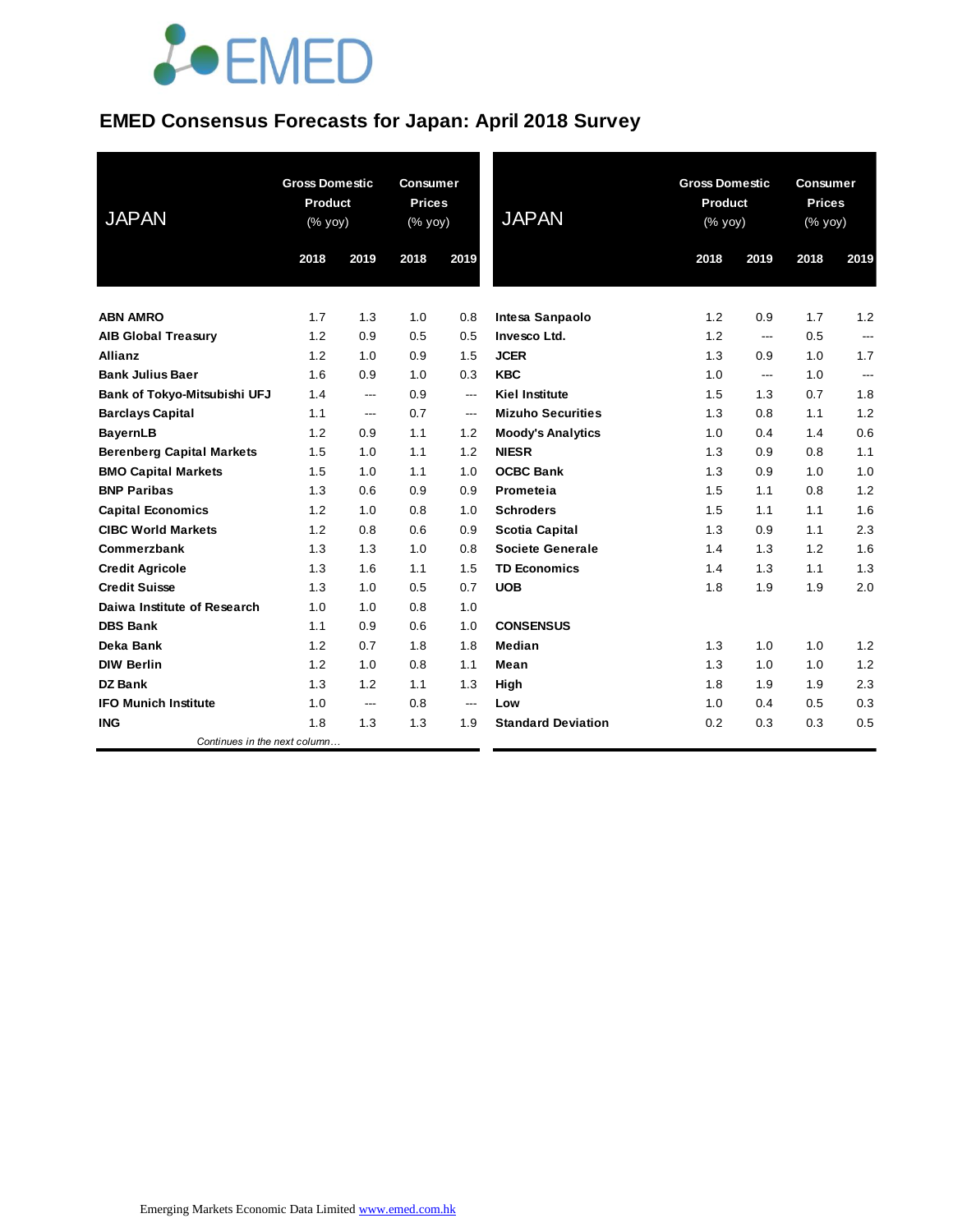# EMED Consensus Forecasts for Japan: April 2018 Survey

| JAPAN | Gross Domestic Product (% yoy) | | Consumer Prices (% yoy) | |
|---|---|---|---|---|
| | 2018 | 2019 | 2018 | 2019 |
| **ABN AMRO** | 1.7 | 1.3 | 1.0 | 0.8 |
| **AIB Global Treasury** | 1.2 | 0.9 | 0.5 | 0.5 |
| **Allianz** | 1.2 | 1.0 | 0.9 | 1.5 |
| **Bank Julius Baer** | 1.6 | 0.9 | 1.0 | 0.3 |
| **Bank of Tokyo-Mitsubishi UFJ** | 1.4 | --- | 0.9 | --- |
| **Barclays Capital** | 1.1 | --- | 0.7 | --- |
| **BayernLB** | 1.2 | 0.9 | 1.1 | 1.2 |
| **Berenberg Capital Markets** | 1.5 | 1.0 | 1.1 | 1.2 |
| **BMO Capital Markets** | 1.5 | 1.0 | 1.1 | 1.0 |
| **BNP Paribas** | 1.3 | 0.6 | 0.9 | 0.9 |
| **Capital Economics** | 1.2 | 1.0 | 0.8 | 1.0 |
| **CIBC World Markets** | 1.2 | 0.8 | 0.6 | 0.9 |
| **Commerzbank** | 1.3 | 1.3 | 1.0 | 0.8 |
| **Credit Agricole** | 1.3 | 1.6 | 1.1 | 1.5 |
| **Credit Suisse** | 1.3 | 1.0 | 0.5 | 0.7 |
| **Daiwa Institute of Research** | 1.0 | 1.0 | 0.8 | 1.0 |
| **DBS Bank** | 1.1 | 0.9 | 0.6 | 1.0 |
| **Deka Bank** | 1.2 | 0.7 | 1.8 | 1.8 |
| **DIW Berlin** | 1.2 | 1.0 | 0.8 | 1.1 |
| **DZ Bank** | 1.3 | 1.2 | 1.1 | 1.3 |
| **IFO Munich Institute** | 1.0 | --- | 0.8 | --- |
| **ING** | 1.8 | 1.3 | 1.3 | 1.9 |
| **Intesa Sanpaolo** | 1.2 | 0.9 | 1.7 | 1.2 |
| **Invesco Ltd.** | 1.2 | --- | 0.5 | --- |
| **JCER** | 1.3 | 0.9 | 1.0 | 1.7 |
| **KBC** | 1.0 | --- | 1.0 | --- |
| **Kiel Institute** | 1.5 | 1.3 | 0.7 | 1.8 |
| **Mizuho Securities** | 1.3 | 0.8 | 1.1 | 1.2 |
| **Moody's Analytics** | 1.0 | 0.4 | 1.4 | 0.6 |
| **NIESR** | 1.3 | 0.9 | 0.8 | 1.1 |
| **OCBC Bank** | 1.3 | 0.9 | 1.0 | 1.0 |
| **Prometeia** | 1.5 | 1.1 | 0.8 | 1.2 |
| **Schroders** | 1.5 | 1.1 | 1.1 | 1.6 |
| **Scotia Capital** | 1.3 | 0.9 | 1.1 | 2.3 |
| **Societe Generale** | 1.4 | 1.3 | 1.2 | 1.6 |
| **TD Economics** | 1.4 | 1.3 | 1.1 | 1.3 |
| **UOB** | 1.8 | 1.9 | 1.9 | 2.0 |
| **CONSENSUS** | | | | |
| **Median** | 1.3 | 1.0 | 1.0 | 1.2 |
| **Mean** | 1.3 | 1.0 | 1.0 | 1.2 |
| **High** | 1.8 | 1.9 | 1.9 | 2.3 |
| **Low** | 1.0 | 0.4 | 0.5 | 0.3 |
| **Standard Deviation** | 0.2 | 0.3 | 0.3 | 0.5 |

Emerging Markets Economic Data Limited www.emed.com.hk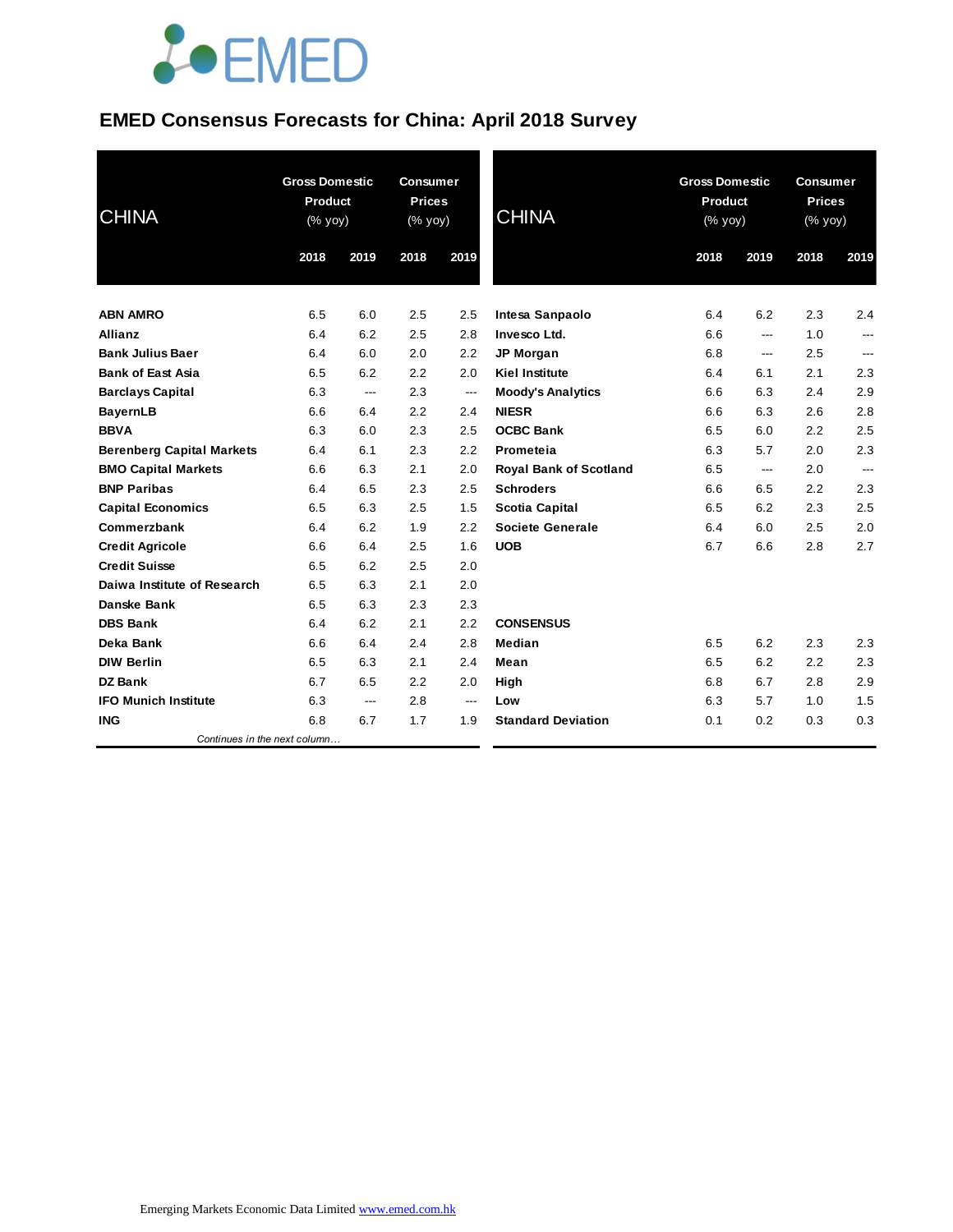# EMED Consensus Forecasts for China: April 2018 Survey

| CHINA | Gross Domestic Product (% yoy) | | Consumer Prices (% yoy) | |
|---|---|---|---|---|
| | 2018 | 2019 | 2018 | 2019 |
| **ABN AMRO** | 6.5 | 6.0 | 2.5 | 2.5 |
| **Allianz** | 6.4 | 6.2 | 2.5 | 2.8 |
| **Bank Julius Baer** | 6.4 | 6.0 | 2.0 | 2.2 |
| **Bank of East Asia** | 6.5 | 6.2 | 2.2 | 2.0 |
| **Barclays Capital** | 6.3 | --- | 2.3 | --- |
| **BayernLB** | 6.6 | 6.4 | 2.2 | 2.4 |
| **BBVA** | 6.3 | 6.0 | 2.3 | 2.5 |
| **Berenberg Capital Markets** | 6.4 | 6.1 | 2.3 | 2.2 |
| **BMO Capital Markets** | 6.6 | 6.3 | 2.1 | 2.0 |
| **BNP Paribas** | 6.4 | 6.5 | 2.3 | 2.5 |
| **Capital Economics** | 6.5 | 6.3 | 2.5 | 1.5 |
| **Commerzbank** | 6.4 | 6.2 | 1.9 | 2.2 |
| **Credit Agricole** | 6.6 | 6.4 | 2.5 | 1.6 |
| **Credit Suisse** | 6.5 | 6.2 | 2.5 | 2.0 |
| **Daiwa Institute of Research** | 6.5 | 6.3 | 2.1 | 2.0 |
| **Danske Bank** | 6.5 | 6.3 | 2.3 | 2.3 |
| **DBS Bank** | 6.4 | 6.2 | 2.1 | 2.2 |
| **Deka Bank** | 6.6 | 6.4 | 2.4 | 2.8 |
| **DIW Berlin** | 6.5 | 6.3 | 2.1 | 2.4 |
| **DZ Bank** | 6.7 | 6.5 | 2.2 | 2.0 |
| **IFO Munich Institute** | 6.3 | --- | 2.8 | --- |
| **ING** | 6.8 | 6.7 | 1.7 | 1.9 |
| **Intesa Sanpaolo** | 6.4 | 6.2 | 2.3 | 2.4 |
| **Invesco Ltd.** | 6.6 | --- | 1.0 | --- |
| **JP Morgan** | 6.8 | --- | 2.5 | --- |
| **Kiel Institute** | 6.4 | 6.1 | 2.1 | 2.3 |
| **Moody's Analytics** | 6.6 | 6.3 | 2.4 | 2.9 |
| **NIESR** | 6.6 | 6.3 | 2.6 | 2.8 |
| **OCBC Bank** | 6.5 | 6.0 | 2.2 | 2.5 |
| **Prometeia** | 6.3 | 5.7 | 2.0 | 2.3 |
| **Royal Bank of Scotland** | 6.5 | --- | 2.0 | --- |
| **Schroders** | 6.6 | 6.5 | 2.2 | 2.3 |
| **Scotia Capital** | 6.5 | 6.2 | 2.3 | 2.5 |
| **Societe Generale** | 6.4 | 6.0 | 2.5 | 2.0 |
| **UOB** | 6.7 | 6.6 | 2.8 | 2.7 |
| **CONSENSUS** | | | | |
| **Median** | 6.5 | 6.2 | 2.3 | 2.3 |
| **Mean** | 6.5 | 6.2 | 2.2 | 2.3 |
| **High** | 6.8 | 6.7 | 2.8 | 2.9 |
| **Low** | 6.3 | 5.7 | 1.0 | 1.5 |
| **Standard Deviation** | 0.1 | 0.2 | 0.3 | 0.3 |

Emerging Markets Economic Data Limited www.emed.com.hk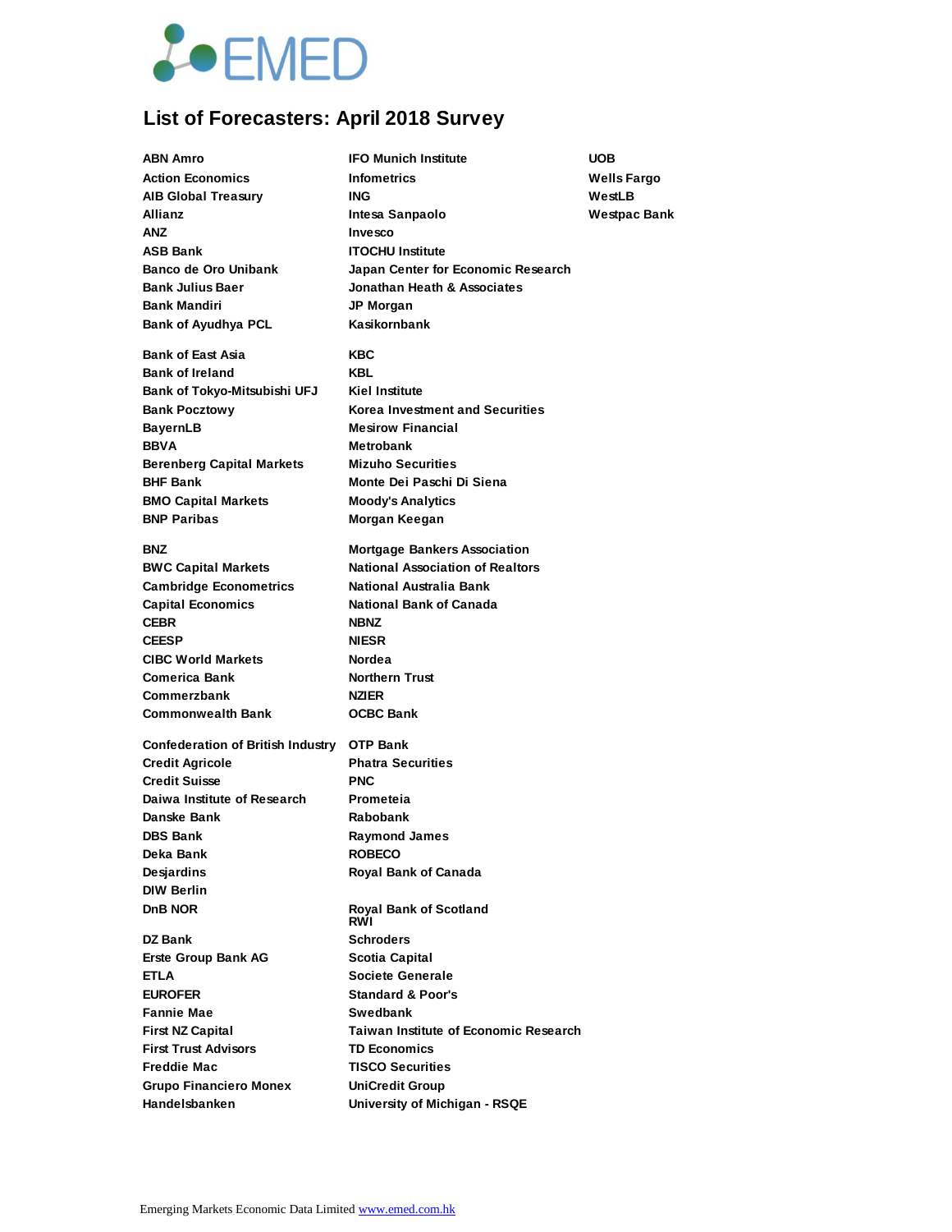EMED

## List of Forecasters: April 2018 Survey

ABN Amro
Action Economics
AIB Global Treasury
Allianz
ANZ
ASB Bank
Banco de Oro Unibank
Bank Julius Baer
Bank Mandiri
Bank of Ayudhya PCL

Bank of East Asia
Bank of Ireland
Bank of Tokyo-Mitsubishi UFJ
Bank Pocztowy
BayernLB
BBVA
Berenberg Capital Markets
BHF Bank
BMO Capital Markets
BNP Paribas

BNZ
BWC Capital Markets
Cambridge Econometrics
Capital Economics
CEBR
CEESP
CIBC World Markets
Comerica Bank
Commerzbank
Commonwealth Bank

Confederation of British Industry
Credit Agricole
Credit Suisse
Daiwa Institute of Research
Danske Bank
DBS Bank
Deka Bank
Desjardins
DIW Berlin
DnB NOR

DZ Bank
Erste Group Bank AG
ETLA
EUROFER
Fannie Mae
First NZ Capital
First Trust Advisors
Freddie Mac
Grupo Financiero Monex
Handelsbanken

IFO Munich Institute
Infometrics
ING
Intesa Sanpaolo
Invesco
ITOCHU Institute
Japan Center for Economic Research
Jonathan Heath & Associates
JP Morgan
Kasikornbank

KBC
KBL
Kiel Institute
Korea Investment and Securities
Mesirow Financial
Metrobank
Mizuho Securities
Monte Dei Paschi Di Siena
Moody's Analytics
Morgan Keegan

Mortgage Bankers Association
National Association of Realtors
National Australia Bank
National Bank of Canada
NBNZ
NIESR
Nordea
Northern Trust
NZIER
OCBC Bank

OTP Bank
Phatra Securities
PNC
Prometeia
Rabobank
Raymond James
ROBECO
Royal Bank of Canada

Royal Bank of Scotland
RWI
Schroders
Scotia Capital
Societe Generale
Standard & Poor's
Swedbank
Taiwan Institute of Economic Research
TD Economics
TISCO Securities
UniCredit Group
University of Michigan - RSQE

UOB
Wells Fargo
WestLB
Westpac Bank

Emerging Markets Economic Data Limited www.emed.com.hk